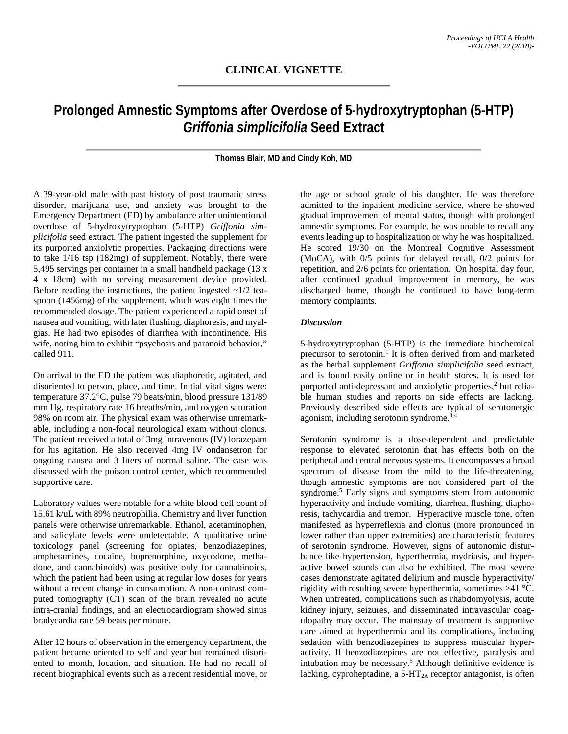## CLINICAL VIGNETTE

# Prolonged Amnestic Symptoms after Overdose of 5-hydroxytryptophan (5-HTP) *Griffonia simplicifolia* Seed Extract

**Thomas Blair, MD and Cindy Koh, MD**

A 39-year-old male with past history of post traumatic stress disorder, marijuana use, and anxiety was brought to the Emergency Department (ED) by ambulance after unintentional overdose of 5-hydroxytryptophan (5-HTP) *Griffonia simplicifolia* seed extract. The patient ingested the supplement for its purported anxiolytic properties. Packaging directions were to take 1/16 tsp (182mg) of supplement. Notably, there were 5,495 servings per container in a small handheld package (13 x 4 x 18cm) with no serving measurement device provided. Before reading the instructions, the patient ingested ~1/2 teaspoon (1456mg) of the supplement, which was eight times the recommended dosage. The patient experienced a rapid onset of nausea and vomiting, with later flushing, diaphoresis, and myalgias. He had two episodes of diarrhea with incontinence. His wife, noting him to exhibit "psychosis and paranoid behavior," called 911.

On arrival to the ED the patient was diaphoretic, agitated, and disoriented to person, place, and time. Initial vital signs were: temperature 37.2°C, pulse 79 beats/min, blood pressure 131/89 mm Hg, respiratory rate 16 breaths/min, and oxygen saturation 98% on room air. The physical exam was otherwise unremarkable, including a non-focal neurological exam without clonus. The patient received a total of 3mg intravenous (IV) lorazepam for his agitation. He also received 4mg IV ondansetron for ongoing nausea and 3 liters of normal saline. The case was discussed with the poison control center, which recommended supportive care.

Laboratory values were notable for a white blood cell count of 15.61 k/uL with 89% neutrophilia. Chemistry and liver function panels were otherwise unremarkable. Ethanol, acetaminophen, and salicylate levels were undetectable. A qualitative urine toxicology panel (screening for opiates, benzodiazepines, amphetamines, cocaine, buprenorphine, oxycodone, methadone, and cannabinoids) was positive only for cannabinoids, which the patient had been using at regular low doses for years without a recent change in consumption. A non-contrast computed tomography (CT) scan of the brain revealed no acute intra-cranial findings, and an electrocardiogram showed sinus bradycardia rate 59 beats per minute.

After 12 hours of observation in the emergency department, the patient became oriented to self and year but remained disoriented to month, location, and situation. He had no recall of recent biographical events such as a recent residential move, or the age or school grade of his daughter. He was therefore admitted to the inpatient medicine service, where he showed gradual improvement of mental status, though with prolonged amnestic symptoms. For example, he was unable to recall any events leading up to hospitalization or why he was hospitalized. He scored 19/30 on the Montreal Cognitive Assessment (MoCA), with 0/5 points for delayed recall, 0/2 points for repetition, and 2/6 points for orientation. On hospital day four, after continued gradual improvement in memory, he was discharged home, though he continued to have long-term memory complaints.

### *Discussion*

5-hydroxytryptophan (5-HTP) is the immediate biochemical precursor to serotonin.[1] It is often derived from and marketed as the herbal supplement *Griffonia simplicifolia* seed extract, and is found easily online or in health stores. It is used for purported anti-depressant and anxiolytic properties,[2] but reliable human studies and reports on side effects are lacking. Previously described side effects are typical of serotonergic agonism, including serotonin syndrome.[3,4]

Serotonin syndrome is a dose-dependent and predictable response to elevated serotonin that has effects both on the peripheral and central nervous systems. It encompasses a broad spectrum of disease from the mild to the life-threatening, though amnestic symptoms are not considered part of the syndrome.[5] Early signs and symptoms stem from autonomic hyperactivity and include vomiting, diarrhea, flushing, diaphoresis, tachycardia and tremor. Hyperactive muscle tone, often manifested as hyperreflexia and clonus (more pronounced in lower rather than upper extremities) are characteristic features of serotonin syndrome. However, signs of autonomic disturbance like hypertension, hyperthermia, mydriasis, and hyperactive bowel sounds can also be exhibited. The most severe cases demonstrate agitated delirium and muscle hyperactivity/ rigidity with resulting severe hyperthermia, sometimes >41 °C. When untreated, complications such as rhabdomyolysis, acute kidney injury, seizures, and disseminated intravascular coagulopathy may occur. The mainstay of treatment is supportive care aimed at hyperthermia and its complications, including sedation with benzodiazepines to suppress muscular hyperactivity. If benzodiazepines are not effective, paralysis and intubation may be necessary.[5] Although definitive evidence is lacking, cyproheptadine, a 5-$HT_{2A}$ receptor antagonist, is often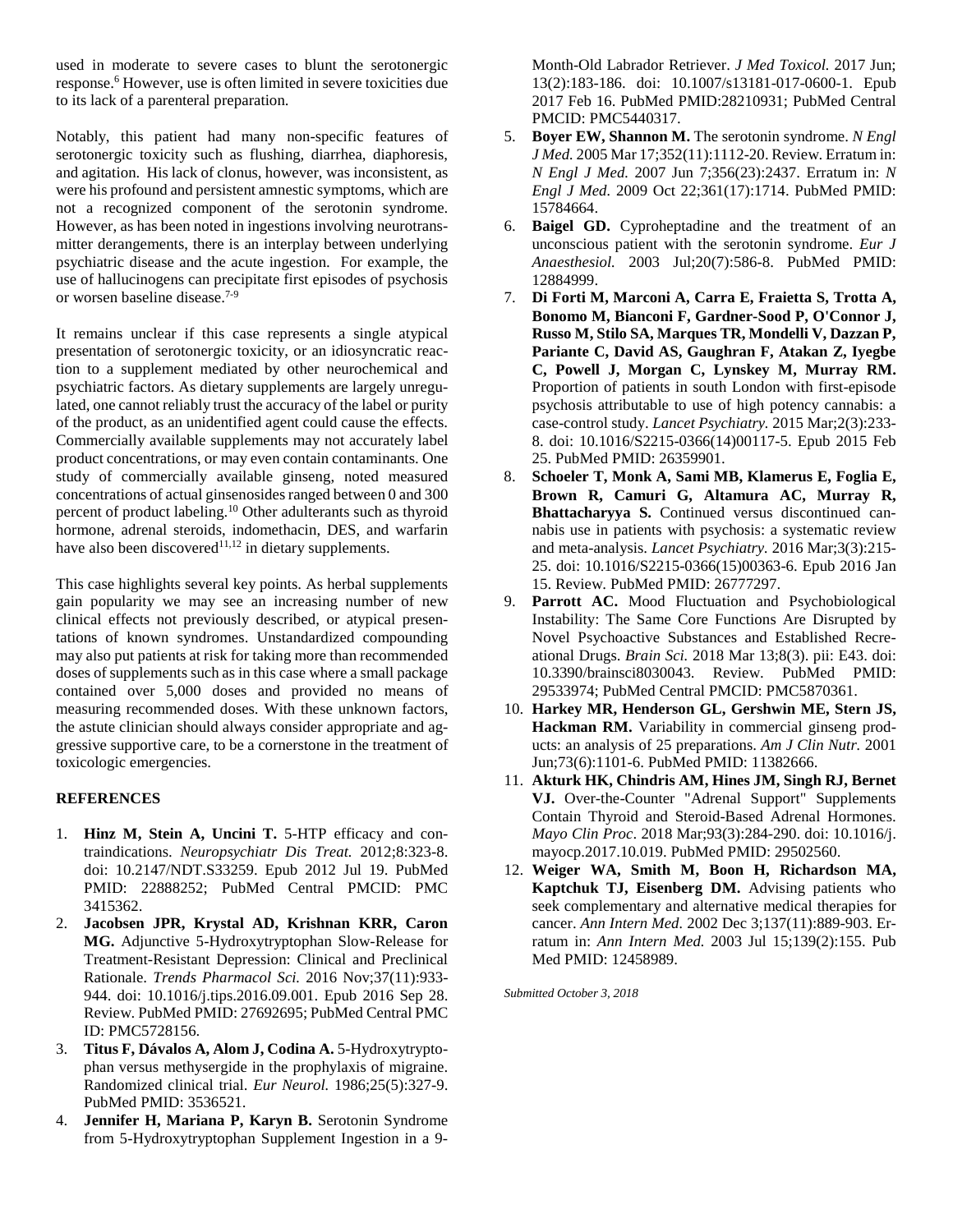used in moderate to severe cases to blunt the serotonergic response.[6] However, use is often limited in severe toxicities due to its lack of a parenteral preparation.

Notably, this patient had many non-specific features of serotonergic toxicity such as flushing, diarrhea, diaphoresis, and agitation. His lack of clonus, however, was inconsistent, as were his profound and persistent amnestic symptoms, which are not a recognized component of the serotonin syndrome. However, as has been noted in ingestions involving neurotransmitter derangements, there is an interplay between underlying psychiatric disease and the acute ingestion. For example, the use of hallucinogens can precipitate first episodes of psychosis or worsen baseline disease.[7-9]

It remains unclear if this case represents a single atypical presentation of serotonergic toxicity, or an idiosyncratic reaction to a supplement mediated by other neurochemical and psychiatric factors. As dietary supplements are largely unregulated, one cannot reliably trust the accuracy of the label or purity of the product, as an unidentified agent could cause the effects. Commercially available supplements may not accurately label product concentrations, or may even contain contaminants. One study of commercially available ginseng, noted measured concentrations of actual ginsenosides ranged between 0 and 300 percent of product labeling.[10] Other adulterants such as thyroid hormone, adrenal steroids, indomethacin, DES, and warfarin have also been discovered[11,12] in dietary supplements.

This case highlights several key points. As herbal supplements gain popularity we may see an increasing number of new clinical effects not previously described, or atypical presentations of known syndromes. Unstandardized compounding may also put patients at risk for taking more than recommended doses of supplements such as in this case where a small package contained over 5,000 doses and provided no means of measuring recommended doses. With these unknown factors, the astute clinician should always consider appropriate and aggressive supportive care, to be a cornerstone in the treatment of toxicologic emergencies.

## REFERENCES

1. **Hinz M, Stein A, Uncini T.** 5-HTP efficacy and contraindications. *Neuropsychiatr Dis Treat.* 2012;8:323-8. doi: 10.2147/NDT.S33259. Epub 2012 Jul 19. PubMed PMID: 22888252; PubMed Central PMCID: PMC 3415362.
2. **Jacobsen JPR, Krystal AD, Krishnan KRR, Caron MG.** Adjunctive 5-Hydroxytryptophan Slow-Release for Treatment-Resistant Depression: Clinical and Preclinical Rationale. *Trends Pharmacol Sci.* 2016 Nov;37(11):933-944. doi: 10.1016/j.tips.2016.09.001. Epub 2016 Sep 28. Review. PubMed PMID: 27692695; PubMed Central PMC ID: PMC5728156.
3. **Titus F, Dávalos A, Alom J, Codina A.** 5-Hydroxytryptophan versus methysergide in the prophylaxis of migraine. Randomized clinical trial. *Eur Neurol.* 1986;25(5):327-9. PubMed PMID: 3536521.
4. **Jennifer H, Mariana P, Karyn B.** Serotonin Syndrome from 5-Hydroxytryptophan Supplement Ingestion in a 9-Month-Old Labrador Retriever. *J Med Toxicol.* 2017 Jun; 13(2):183-186. doi: 10.1007/s13181-017-0600-1. Epub 2017 Feb 16. PubMed PMID:28210931; PubMed Central PMCID: PMC5440317.
5. **Boyer EW, Shannon M.** The serotonin syndrome. *N Engl J Med.* 2005 Mar 17;352(11):1112-20. Review. Erratum in: *N Engl J Med.* 2007 Jun 7;356(23):2437. Erratum in: *N Engl J Med.* 2009 Oct 22;361(17):1714. PubMed PMID: 15784664.
6. **Baigel GD.** Cyproheptadine and the treatment of an unconscious patient with the serotonin syndrome. *Eur J Anaesthesiol.* 2003 Jul;20(7):586-8. PubMed PMID: 12884999.
7. **Di Forti M, Marconi A, Carra E, Fraietta S, Trotta A, Bonomo M, Bianconi F, Gardner-Sood P, O'Connor J, Russo M, Stilo SA, Marques TR, Mondelli V, Dazzan P, Pariante C, David AS, Gaughran F, Atakan Z, Iyegbe C, Powell J, Morgan C, Lynskey M, Murray RM.** Proportion of patients in south London with first-episode psychosis attributable to use of high potency cannabis: a case-control study. *Lancet Psychiatry.* 2015 Mar;2(3):233-8. doi: 10.1016/S2215-0366(14)00117-5. Epub 2015 Feb 25. PubMed PMID: 26359901.
8. **Schoeler T, Monk A, Sami MB, Klamerus E, Foglia E, Brown R, Camuri G, Altamura AC, Murray R, Bhattacharyya S.** Continued versus discontinued cannabis use in patients with psychosis: a systematic review and meta-analysis. *Lancet Psychiatry.* 2016 Mar;3(3):215-25. doi: 10.1016/S2215-0366(15)00363-6. Epub 2016 Jan 15. Review. PubMed PMID: 26777297.
9. **Parrott AC.** Mood Fluctuation and Psychobiological Instability: The Same Core Functions Are Disrupted by Novel Psychoactive Substances and Established Recreational Drugs. *Brain Sci.* 2018 Mar 13;8(3). pii: E43. doi: 10.3390/brainsci8030043. Review. PubMed PMID: 29533974; PubMed Central PMCID: PMC5870361.
10. **Harkey MR, Henderson GL, Gershwin ME, Stern JS, Hackman RM.** Variability in commercial ginseng products: an analysis of 25 preparations. *Am J Clin Nutr.* 2001 Jun;73(6):1101-6. PubMed PMID: 11382666.
11. **Akturk HK, Chindris AM, Hines JM, Singh RJ, Bernet VJ.** Over-the-Counter "Adrenal Support" Supplements Contain Thyroid and Steroid-Based Adrenal Hormones. *Mayo Clin Proc.* 2018 Mar;93(3):284-290. doi: 10.1016/j.mayocp.2017.10.019. PubMed PMID: 29502560.
12. **Weiger WA, Smith M, Boon H, Richardson MA, Kaptchuk TJ, Eisenberg DM.** Advising patients who seek complementary and alternative medical therapies for cancer. *Ann Intern Med.* 2002 Dec 3;137(11):889-903. Erratum in: *Ann Intern Med.* 2003 Jul 15;139(2):155. Pub Med PMID: 12458989.

*Submitted October 3, 2018*